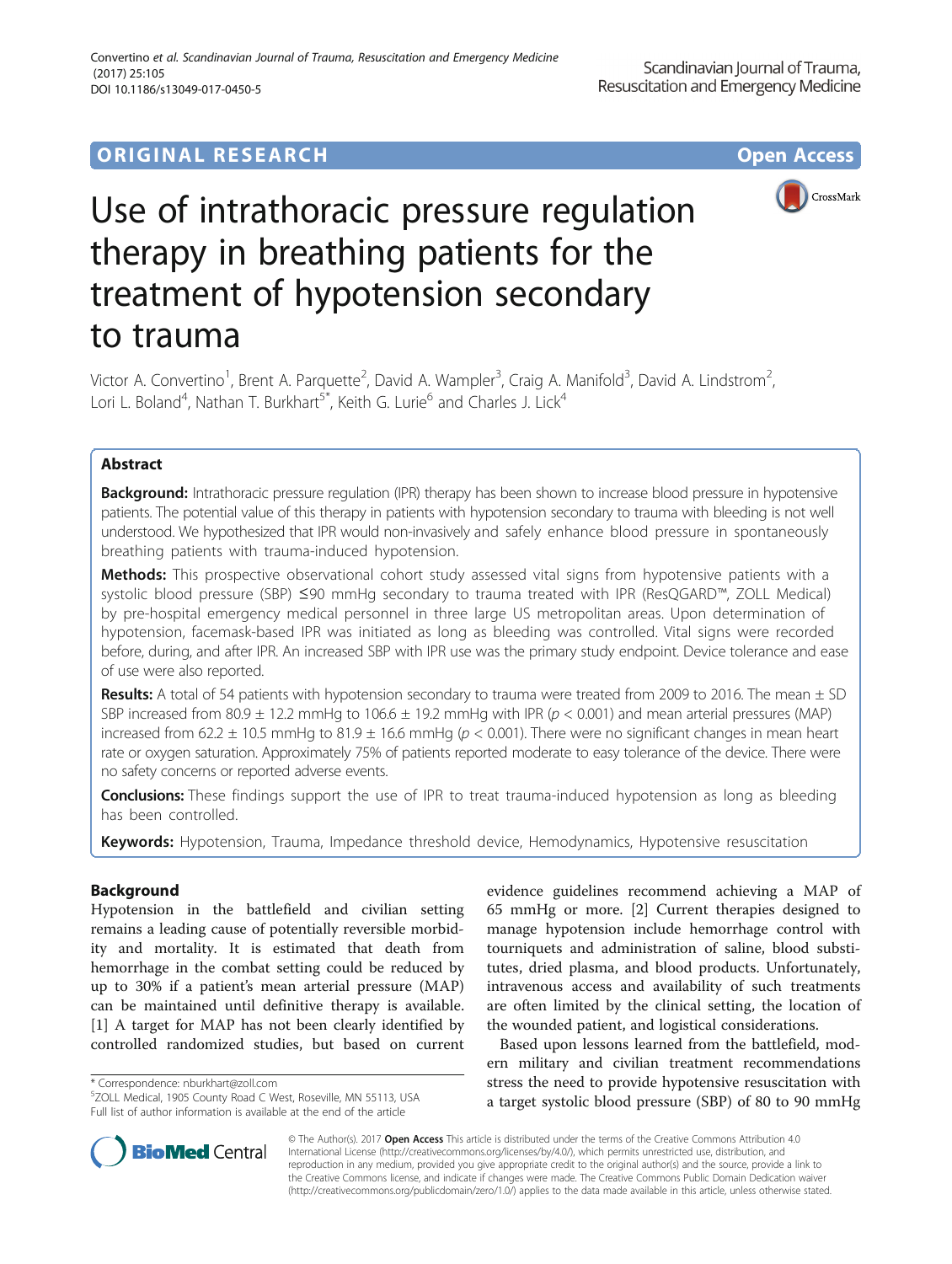ORIGINAL RESEARCH

Open Access

# Use of intrathoracic pressure regulation therapy in breathing patients for the treatment of hypotension secondary to trauma

Victor A. Convertino[1], Brent A. Parquette[2], David A. Wampler[3], Craig A. Manifold[3], David A. Lindstrom[2], Lori L. Boland[4], Nathan T. Burkhart[5*], Keith G. Lurie[6] and Charles J. Lick[4]

## Abstract

**Background:** Intrathoracic pressure regulation (IPR) therapy has been shown to increase blood pressure in hypotensive patients. The potential value of this therapy in patients with hypotension secondary to trauma with bleeding is not well understood. We hypothesized that IPR would non-invasively and safely enhance blood pressure in spontaneously breathing patients with trauma-induced hypotension.

**Methods:** This prospective observational cohort study assessed vital signs from hypotensive patients with a systolic blood pressure (SBP) ≤90 mmHg secondary to trauma treated with IPR (ResQGARD™, ZOLL Medical) by pre-hospital emergency medical personnel in three large US metropolitan areas. Upon determination of hypotension, facemask-based IPR was initiated as long as bleeding was controlled. Vital signs were recorded before, during, and after IPR. An increased SBP with IPR use was the primary study endpoint. Device tolerance and ease of use were also reported.

**Results:** A total of 54 patients with hypotension secondary to trauma were treated from 2009 to 2016. The mean ± SD SBP increased from 80.9 ± 12.2 mmHg to 106.6 ± 19.2 mmHg with IPR ($p < 0.001$) and mean arterial pressures (MAP) increased from 62.2 ± 10.5 mmHg to 81.9 ± 16.6 mmHg ($p < 0.001$). There were no significant changes in mean heart rate or oxygen saturation. Approximately 75% of patients reported moderate to easy tolerance of the device. There were no safety concerns or reported adverse events.

**Conclusions:** These findings support the use of IPR to treat trauma-induced hypotension as long as bleeding has been controlled.

**Keywords:** Hypotension, Trauma, Impedance threshold device, Hemodynamics, Hypotensive resuscitation

## Background

Hypotension in the battlefield and civilian setting remains a leading cause of potentially reversible morbidity and mortality. It is estimated that death from hemorrhage in the combat setting could be reduced by up to 30% if a patient's mean arterial pressure (MAP) can be maintained until definitive therapy is available. [1] A target for MAP has not been clearly identified by controlled randomized studies, but based on current evidence guidelines recommend achieving a MAP of 65 mmHg or more. [2] Current therapies designed to manage hypotension include hemorrhage control with tourniquets and administration of saline, blood substitutes, dried plasma, and blood products. Unfortunately, intravenous access and availability of such treatments are often limited by the clinical setting, the location of the wounded patient, and logistical considerations.

Based upon lessons learned from the battlefield, modern military and civilian treatment recommendations stress the need to provide hypotensive resuscitation with a target systolic blood pressure (SBP) of 80 to 90 mmHg

\* Correspondence: nburkhart@zoll.com
[5]ZOLL Medical, 1905 County Road C West, Roseville, MN 55113, USA
Full list of author information is available at the end of the article

© The Author(s). 2017 **Open Access** This article is distributed under the terms of the Creative Commons Attribution 4.0 International License (http://creativecommons.org/licenses/by/4.0/), which permits unrestricted use, distribution, and reproduction in any medium, provided you give appropriate credit to the original author(s) and the source, provide a link to the Creative Commons license, and indicate if changes were made. The Creative Commons Public Domain Dedication waiver (http://creativecommons.org/publicdomain/zero/1.0/) applies to the data made available in this article, unless otherwise stated.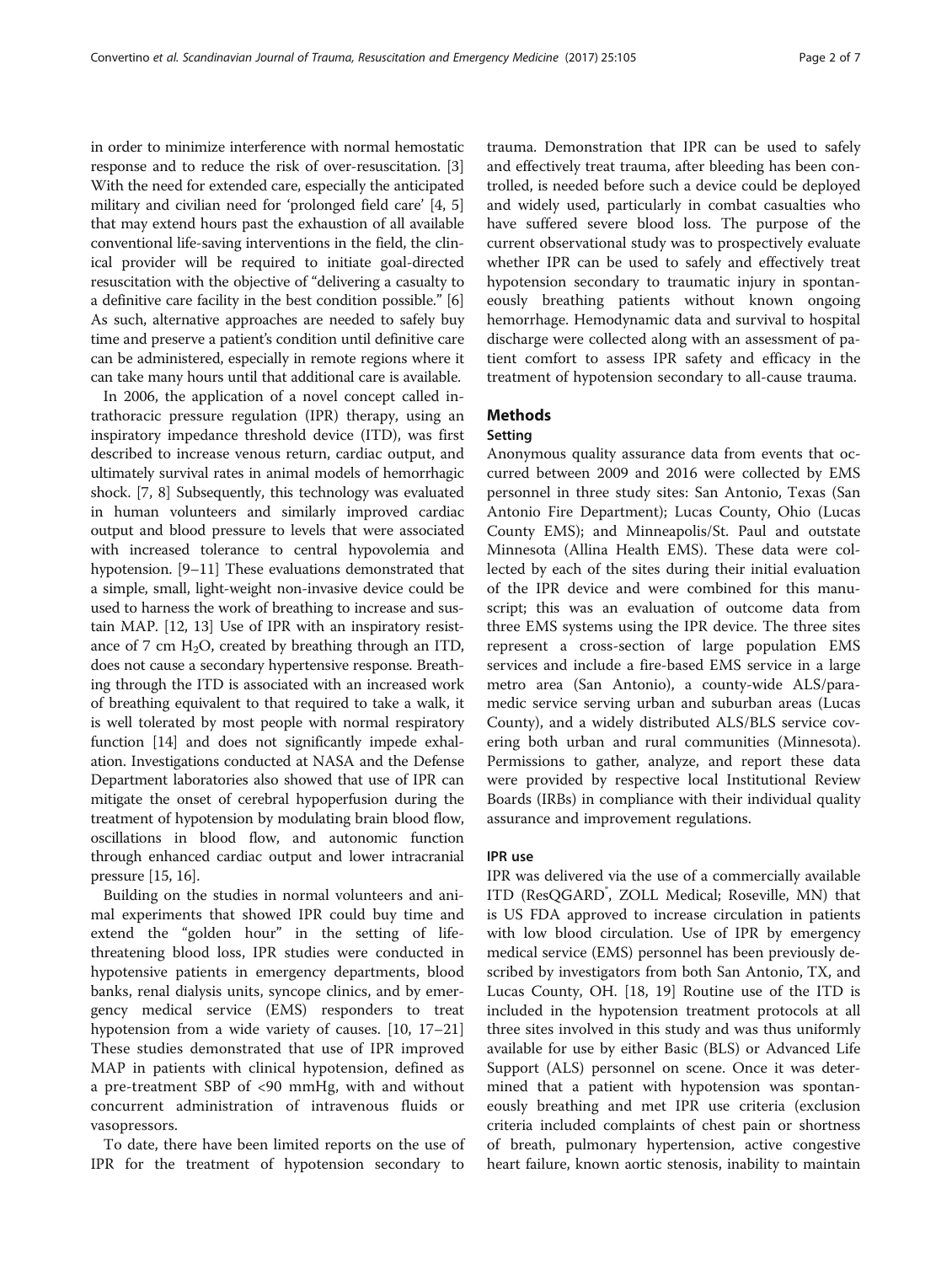in order to minimize interference with normal hemostatic response and to reduce the risk of over-resuscitation. [3] With the need for extended care, especially the anticipated military and civilian need for 'prolonged field care' [4, 5] that may extend hours past the exhaustion of all available conventional life-saving interventions in the field, the clinical provider will be required to initiate goal-directed resuscitation with the objective of "delivering a casualty to a definitive care facility in the best condition possible." [6] As such, alternative approaches are needed to safely buy time and preserve a patient's condition until definitive care can be administered, especially in remote regions where it can take many hours until that additional care is available.

In 2006, the application of a novel concept called intrathoracic pressure regulation (IPR) therapy, using an inspiratory impedance threshold device (ITD), was first described to increase venous return, cardiac output, and ultimately survival rates in animal models of hemorrhagic shock. [7, 8] Subsequently, this technology was evaluated in human volunteers and similarly improved cardiac output and blood pressure to levels that were associated with increased tolerance to central hypovolemia and hypotension. [9–11] These evaluations demonstrated that a simple, small, light-weight non-invasive device could be used to harness the work of breathing to increase and sustain MAP. [12, 13] Use of IPR with an inspiratory resistance of 7 cm $H_2O$, created by breathing through an ITD, does not cause a secondary hypertensive response. Breathing through the ITD is associated with an increased work of breathing equivalent to that required to take a walk, it is well tolerated by most people with normal respiratory function [14] and does not significantly impede exhalation. Investigations conducted at NASA and the Defense Department laboratories also showed that use of IPR can mitigate the onset of cerebral hypoperfusion during the treatment of hypotension by modulating brain blood flow, oscillations in blood flow, and autonomic function through enhanced cardiac output and lower intracranial pressure [15, 16].

Building on the studies in normal volunteers and animal experiments that showed IPR could buy time and extend the "golden hour" in the setting of life-threatening blood loss, IPR studies were conducted in hypotensive patients in emergency departments, blood banks, renal dialysis units, syncope clinics, and by emergency medical service (EMS) responders to treat hypotension from a wide variety of causes. [10, 17–21] These studies demonstrated that use of IPR improved MAP in patients with clinical hypotension, defined as a pre-treatment SBP of <90 mmHg, with and without concurrent administration of intravenous fluids or vasopressors.

To date, there have been limited reports on the use of IPR for the treatment of hypotension secondary to trauma. Demonstration that IPR can be used to safely and effectively treat trauma, after bleeding has been controlled, is needed before such a device could be deployed and widely used, particularly in combat casualties who have suffered severe blood loss. The purpose of the current observational study was to prospectively evaluate whether IPR can be used to safely and effectively treat hypotension secondary to traumatic injury in spontaneously breathing patients without known ongoing hemorrhage. Hemodynamic data and survival to hospital discharge were collected along with an assessment of patient comfort to assess IPR safety and efficacy in the treatment of hypotension secondary to all-cause trauma.

## Methods

### Setting

Anonymous quality assurance data from events that occurred between 2009 and 2016 were collected by EMS personnel in three study sites: San Antonio, Texas (San Antonio Fire Department); Lucas County, Ohio (Lucas County EMS); and Minneapolis/St. Paul and outstate Minnesota (Allina Health EMS). These data were collected by each of the sites during their initial evaluation of the IPR device and were combined for this manuscript; this was an evaluation of outcome data from three EMS systems using the IPR device. The three sites represent a cross-section of large population EMS services and include a fire-based EMS service in a large metro area (San Antonio), a county-wide ALS/paramedic service serving urban and suburban areas (Lucas County), and a widely distributed ALS/BLS service covering both urban and rural communities (Minnesota). Permissions to gather, analyze, and report these data were provided by respective local Institutional Review Boards (IRBs) in compliance with their individual quality assurance and improvement regulations.

### IPR use

IPR was delivered via the use of a commercially available ITD (ResQGARD®, ZOLL Medical; Roseville, MN) that is US FDA approved to increase circulation in patients with low blood circulation. Use of IPR by emergency medical service (EMS) personnel has been previously described by investigators from both San Antonio, TX, and Lucas County, OH. [18, 19] Routine use of the ITD is included in the hypotension treatment protocols at all three sites involved in this study and was thus uniformly available for use by either Basic (BLS) or Advanced Life Support (ALS) personnel on scene. Once it was determined that a patient with hypotension was spontaneously breathing and met IPR use criteria (exclusion criteria included complaints of chest pain or shortness of breath, pulmonary hypertension, active congestive heart failure, known aortic stenosis, inability to maintain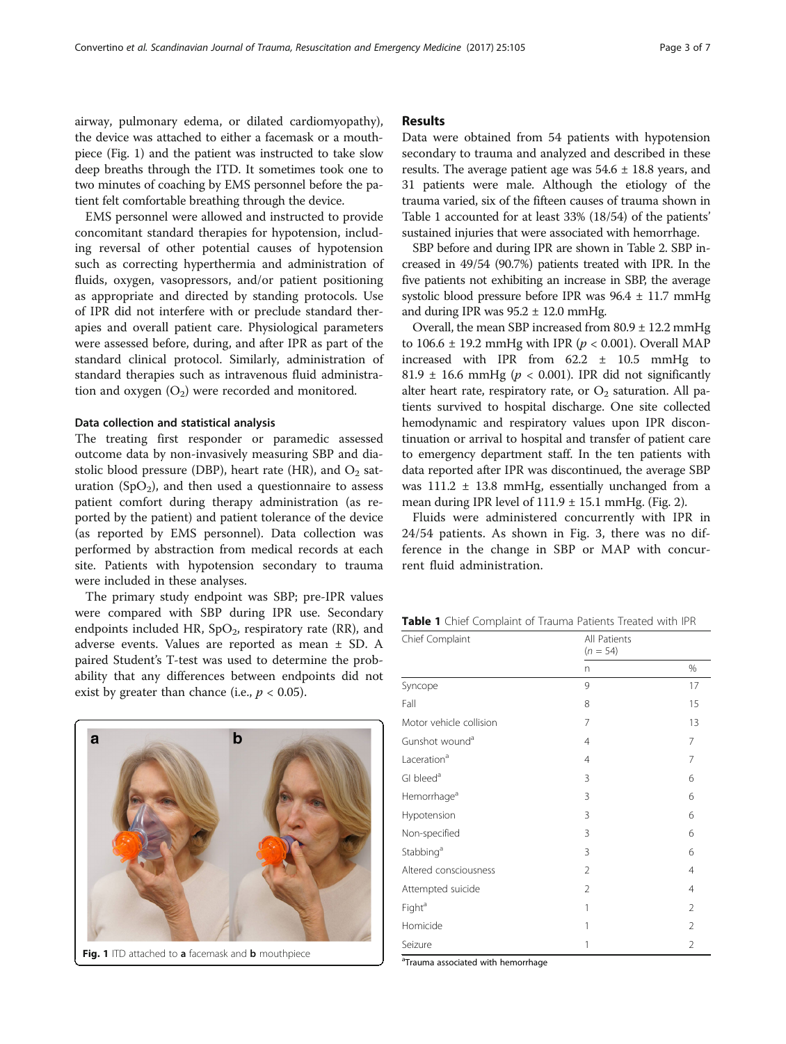airway, pulmonary edema, or dilated cardiomyopathy), the device was attached to either a facemask or a mouthpiece (Fig. 1) and the patient was instructed to take slow deep breaths through the ITD. It sometimes took one to two minutes of coaching by EMS personnel before the patient felt comfortable breathing through the device.

EMS personnel were allowed and instructed to provide concomitant standard therapies for hypotension, including reversal of other potential causes of hypotension such as correcting hyperthermia and administration of fluids, oxygen, vasopressors, and/or patient positioning as appropriate and directed by standing protocols. Use of IPR did not interfere with or preclude standard therapies and overall patient care. Physiological parameters were assessed before, during, and after IPR as part of the standard clinical protocol. Similarly, administration of standard therapies such as intravenous fluid administration and oxygen ($O_2$) were recorded and monitored.

### Data collection and statistical analysis

The treating first responder or paramedic assessed outcome data by non-invasively measuring SBP and diastolic blood pressure (DBP), heart rate (HR), and $O_2$ saturation ($SpO_2$), and then used a questionnaire to assess patient comfort during therapy administration (as reported by the patient) and patient tolerance of the device (as reported by EMS personnel). Data collection was performed by abstraction from medical records at each site. Patients with hypotension secondary to trauma were included in these analyses.

The primary study endpoint was SBP; pre-IPR values were compared with SBP during IPR use. Secondary endpoints included HR, $SpO_2$, respiratory rate (RR), and adverse events. Values are reported as mean ± SD. A paired Student's T-test was used to determine the probability that any differences between endpoints did not exist by greater than chance (i.e., $p < 0.05$).

**Fig. 1** ITD attached to **a** facemask and **b** mouthpiece

## Results

Data were obtained from 54 patients with hypotension secondary to trauma and analyzed and described in these results. The average patient age was 54.6 ± 18.8 years, and 31 patients were male. Although the etiology of the trauma varied, six of the fifteen causes of trauma shown in Table 1 accounted for at least 33% (18/54) of the patients' sustained injuries that were associated with hemorrhage.

SBP before and during IPR are shown in Table 2. SBP increased in 49/54 (90.7%) patients treated with IPR. In the five patients not exhibiting an increase in SBP, the average systolic blood pressure before IPR was 96.4 ± 11.7 mmHg and during IPR was 95.2 ± 12.0 mmHg.

Overall, the mean SBP increased from 80.9 ± 12.2 mmHg to 106.6 ± 19.2 mmHg with IPR ($p < 0.001$). Overall MAP increased with IPR from 62.2 ± 10.5 mmHg to 81.9 ± 16.6 mmHg ($p < 0.001$). IPR did not significantly alter heart rate, respiratory rate, or $O_2$ saturation. All patients survived to hospital discharge. One site collected hemodynamic and respiratory values upon IPR discontinuation or arrival to hospital and transfer of patient care to emergency department staff. In the ten patients with data reported after IPR was discontinued, the average SBP was 111.2 ± 13.8 mmHg, essentially unchanged from a mean during IPR level of 111.9 ± 15.1 mmHg. (Fig. 2).

Fluids were administered concurrently with IPR in 24/54 patients. As shown in Fig. 3, there was no difference in the change in SBP or MAP with concurrent fluid administration.

**Table 1** Chief Complaint of Trauma Patients Treated with IPR

| Chief Complaint | All Patients ($n = 54$) | |
|---|---|---|
| | n | % |
| Syncope | 9 | 17 |
| Fall | 8 | 15 |
| Motor vehicle collision | 7 | 13 |
| Gunshot wound[a] | 4 | 7 |
| Laceration[a] | 4 | 7 |
| GI bleed[a] | 3 | 6 |
| Hemorrhage[a] | 3 | 6 |
| Hypotension | 3 | 6 |
| Non-specified | 3 | 6 |
| Stabbing[a] | 3 | 6 |
| Altered consciousness | 2 | 4 |
| Attempted suicide | 2 | 4 |
| Fight[a] | 1 | 2 |
| Homicide | 1 | 2 |
| Seizure | 1 | 2 |

[a]Trauma associated with hemorrhage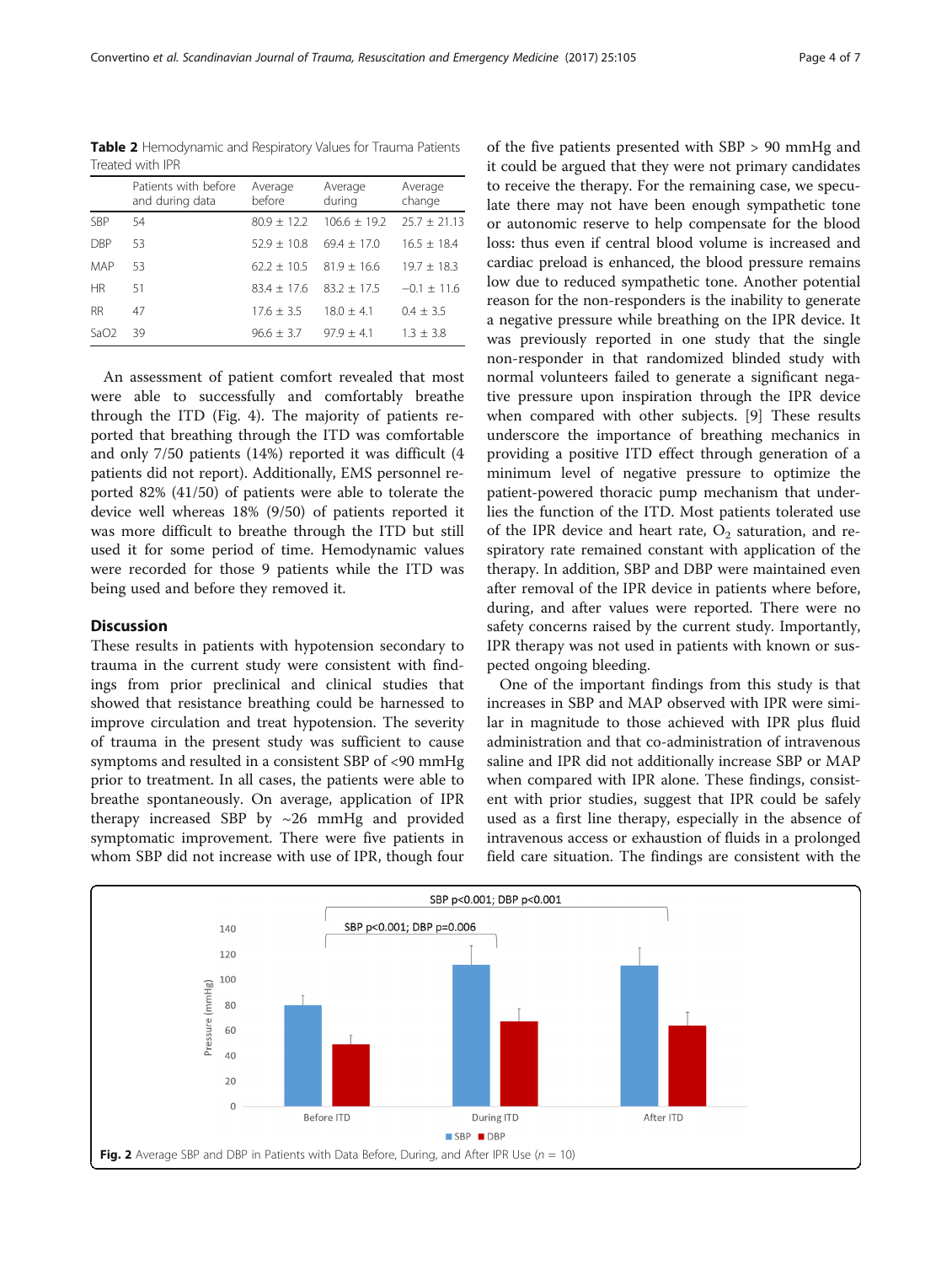**Table 2** Hemodynamic and Respiratory Values for Trauma Patients Treated with IPR

| | Patients with before and during data | Average before | Average during | Average change |
|---|---|---|---|---|
| SBP | 54 | 80.9 ± 12.2 | 106.6 ± 19.2 | 25.7 ± 21.13 |
| DBP | 53 | 52.9 ± 10.8 | 69.4 ± 17.0 | 16.5 ± 18.4 |
| MAP | 53 | 62.2 ± 10.5 | 81.9 ± 16.6 | 19.7 ± 18.3 |
| HR | 51 | 83.4 ± 17.6 | 83.2 ± 17.5 | −0.1 ± 11.6 |
| RR | 47 | 17.6 ± 3.5 | 18.0 ± 4.1 | 0.4 ± 3.5 |
| SaO2 | 39 | 96.6 ± 3.7 | 97.9 ± 4.1 | 1.3 ± 3.8 |

An assessment of patient comfort revealed that most were able to successfully and comfortably breathe through the ITD (Fig. 4). The majority of patients reported that breathing through the ITD was comfortable and only 7/50 patients (14%) reported it was difficult (4 patients did not report). Additionally, EMS personnel reported 82% (41/50) of patients were able to tolerate the device well whereas 18% (9/50) of patients reported it was more difficult to breathe through the ITD but still used it for some period of time. Hemodynamic values were recorded for those 9 patients while the ITD was being used and before they removed it.

## Discussion

These results in patients with hypotension secondary to trauma in the current study were consistent with findings from prior preclinical and clinical studies that showed that resistance breathing could be harnessed to improve circulation and treat hypotension. The severity of trauma in the present study was sufficient to cause symptoms and resulted in a consistent SBP of <90 mmHg prior to treatment. In all cases, the patients were able to breathe spontaneously. On average, application of IPR therapy increased SBP by ~26 mmHg and provided symptomatic improvement. There were five patients in whom SBP did not increase with use of IPR, though four of the five patients presented with SBP > 90 mmHg and it could be argued that they were not primary candidates to receive the therapy. For the remaining case, we speculate there may not have been enough sympathetic tone or autonomic reserve to help compensate for the blood loss: thus even if central blood volume is increased and cardiac preload is enhanced, the blood pressure remains low due to reduced sympathetic tone. Another potential reason for the non-responders is the inability to generate a negative pressure while breathing on the IPR device. It was previously reported in one study that the single non-responder in that randomized blinded study with normal volunteers failed to generate a significant negative pressure upon inspiration through the IPR device when compared with other subjects. [9] These results underscore the importance of breathing mechanics in providing a positive ITD effect through generation of a minimum level of negative pressure to optimize the patient-powered thoracic pump mechanism that underlies the function of the ITD. Most patients tolerated use of the IPR device and heart rate, $O_2$ saturation, and respiratory rate remained constant with application of the therapy. In addition, SBP and DBP were maintained even after removal of the IPR device in patients where before, during, and after values were reported. There were no safety concerns raised by the current study. Importantly, IPR therapy was not used in patients with known or suspected ongoing bleeding.

One of the important findings from this study is that increases in SBP and MAP observed with IPR were similar in magnitude to those achieved with IPR plus fluid administration and that co-administration of intravenous saline and IPR did not additionally increase SBP or MAP when compared with IPR alone. These findings, consistent with prior studies, suggest that IPR could be safely used as a first line therapy, especially in the absence of intravenous access or exhaustion of fluids in a prolonged field care situation. The findings are consistent with the

SBP p<0.001; DBP p<0.001
SBP p<0.001; DBP p=0.006
Pressure (mmHg)
0
20
40
60
80
100
120
140
Before ITD
During ITD
After ITD
SBP
DBP

**Fig. 2** Average SBP and DBP in Patients with Data Before, During, and After IPR Use (n = 10)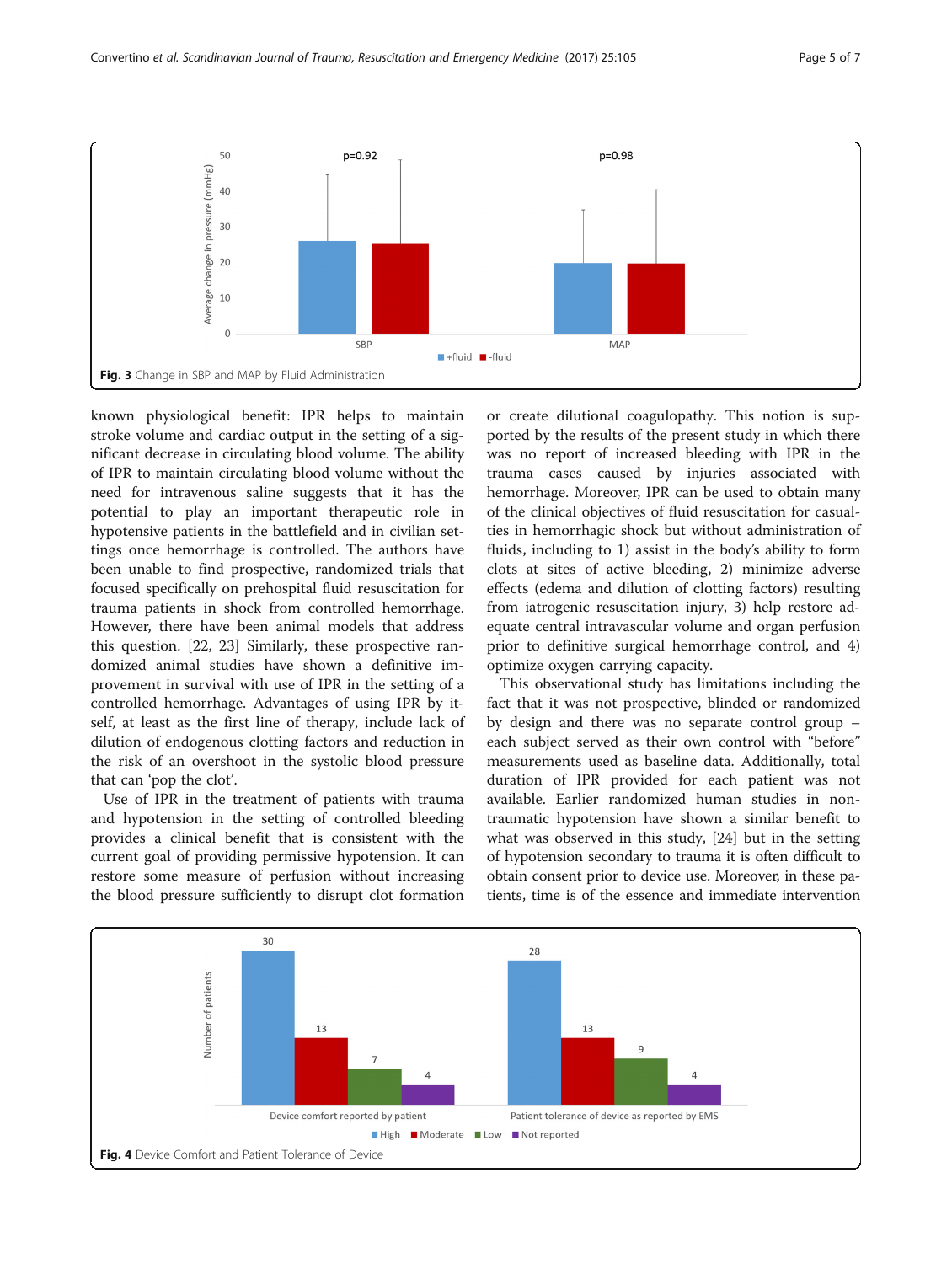Fig. 3 Change in SBP and MAP by Fluid Administration

known physiological benefit: IPR helps to maintain stroke volume and cardiac output in the setting of a significant decrease in circulating blood volume. The ability of IPR to maintain circulating blood volume without the need for intravenous saline suggests that it has the potential to play an important therapeutic role in hypotensive patients in the battlefield and in civilian settings once hemorrhage is controlled. The authors have been unable to find prospective, randomized trials that focused specifically on prehospital fluid resuscitation for trauma patients in shock from controlled hemorrhage. However, there have been animal models that address this question. [22, 23] Similarly, these prospective randomized animal studies have shown a definitive improvement in survival with use of IPR in the setting of a controlled hemorrhage. Advantages of using IPR by itself, at least as the first line of therapy, include lack of dilution of endogenous clotting factors and reduction in the risk of an overshoot in the systolic blood pressure that can 'pop the clot'.

Use of IPR in the treatment of patients with trauma and hypotension in the setting of controlled bleeding provides a clinical benefit that is consistent with the current goal of providing permissive hypotension. It can restore some measure of perfusion without increasing the blood pressure sufficiently to disrupt clot formation or create dilutional coagulopathy. This notion is supported by the results of the present study in which there was no report of increased bleeding with IPR in the trauma cases caused by injuries associated with hemorrhage. Moreover, IPR can be used to obtain many of the clinical objectives of fluid resuscitation for casualties in hemorrhagic shock but without administration of fluids, including to 1) assist in the body's ability to form clots at sites of active bleeding, 2) minimize adverse effects (edema and dilution of clotting factors) resulting from iatrogenic resuscitation injury, 3) help restore adequate central intravascular volume and organ perfusion prior to definitive surgical hemorrhage control, and 4) optimize oxygen carrying capacity.

This observational study has limitations including the fact that it was not prospective, blinded or randomized by design and there was no separate control group – each subject served as their own control with "before" measurements used as baseline data. Additionally, total duration of IPR provided for each patient was not available. Earlier randomized human studies in non-traumatic hypotension have shown a similar benefit to what was observed in this study, [24] but in the setting of hypotension secondary to trauma it is often difficult to obtain consent prior to device use. Moreover, in these patients, time is of the essence and immediate intervention

Fig. 4 Device Comfort and Patient Tolerance of Device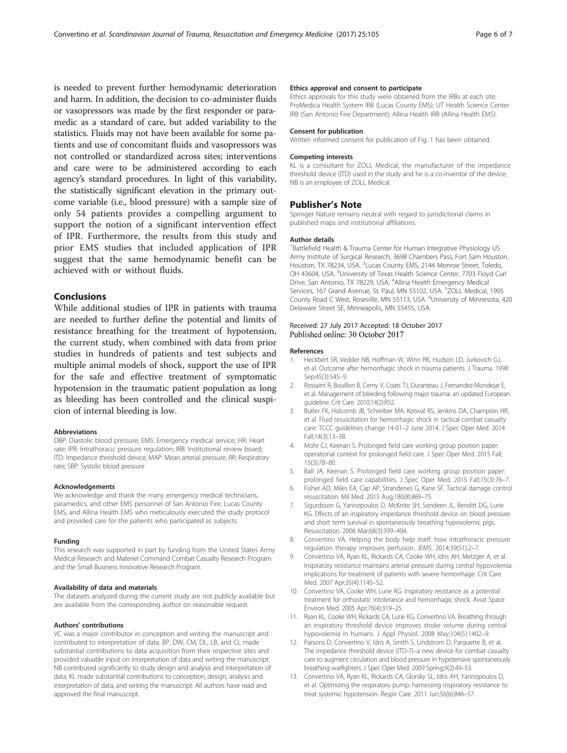is needed to prevent further hemodynamic deterioration and harm. In addition, the decision to co-administer fluids or vasopressors was made by the first responder or paramedic as a standard of care, but added variability to the statistics. Fluids may not have been available for some patients and use of concomitant fluids and vasopressors was not controlled or standardized across sites; interventions and care were to be administered according to each agency's standard procedures. In light of this variability, the statistically significant elevation in the primary outcome variable (i.e., blood pressure) with a sample size of only 54 patients provides a compelling argument to support the notion of a significant intervention effect of IPR. Furthermore, the results from this study and prior EMS studies that included application of IPR suggest that the same hemodynamic benefit can be achieved with or without fluids.

## Conclusions

While additional studies of IPR in patients with trauma are needed to further define the potential and limits of resistance breathing for the treatment of hypotension, the current study, when combined with data from prior studies in hundreds of patients and test subjects and multiple animal models of shock, support the use of IPR for the safe and effective treatment of symptomatic hypotension in the traumatic patient population as long as bleeding has been controlled and the clinical suspicion of internal bleeding is low.

#### Abbreviations

DBP: Diastolic blood pressure; EMS: Emergency medical service; HR: Heart rate; IPR: Intrathoracic pressure regulation; IRB: Institutional review board; ITD: Impedance threshold device; MAP: Mean arterial pressure; RR: Respiratory rate; SBP: Systolic blood pressure

#### Acknowledgements

We acknowledge and thank the many emergency medical technicians, paramedics, and other EMS personnel of San Antonio Fire, Lucas County EMS, and Allina Health EMS who meticulously executed the study protocol and provided care for the patients who participated as subjects.

#### Funding

This research was supported in part by funding from the United States Army Medical Research and Materiel Command Combat Casualty Research Program and the Small Business Innovative Research Program.

#### Availability of data and materials

The datasets analyzed during the current study are not publicly available but are available from the corresponding author on reasonable request.

#### Authors' contributions

VC was a major contributor in conception and writing the manuscript and contributed to interpretation of data. BP, DW, CM, DL, LB, and CL made substantial contributions to data acquisition from their respective sites and provided valuable input on interpretation of data and writing the manuscript. NB contributed significantly to study design and analysis and interpretation of data. KL made substantial contributions to conception, design, analysis and interpretation of data, and writing the manuscript. All authors have read and approved the final manuscript.

#### Ethics approval and consent to participate

Ethics approvals for this study were obtained from the IRBs at each site: ProMedica Health System IRB (Lucas County EMS); UT Health Science Center IRB (San Antonio Fire Department); Allina Health IRB (Allina Health EMS).

#### Consent for publication

Written informed consent for publication of Fig. 1 has been obtained.

#### Competing interests

KL is a consultant for ZOLL Medical, the manufacturer of the impedance threshold device (ITD) used in the study and he is a co-inventor of the device; NB is an employee of ZOLL Medical.

## Publisher's Note

Springer Nature remains neutral with regard to jurisdictional claims in published maps and institutional affiliations.

#### Author details

[1]Battlefield Health & Trauma Center for Human Integrative Physiology US Army Institute of Surgical Research, 3698 Chambers Pass, Fort Sam Houston, Houston, TX 78234, USA. [2]Lucas County EMS, 2144 Monroe Street, Toledo, OH 43604, USA. [3]University of Texas Health Science Center, 7703 Floyd Curl Drive, San Antonio, TX 78229, USA. [4]Allina Health Emergency Medical Services, 167 Grand Avenue, St. Paul, MN 55102, USA. [5]ZOLL Medical, 1905 County Road C West, Roseville, MN 55113, USA. [6]University of Minnesota, 420 Delaware Street SE, Minneapolis, MN 55455, USA.

Received: 27 July 2017 Accepted: 18 October 2017
Published online: 30 October 2017

#### References

1. Heckbert SR, Vedder NB, Hoffman W, Winn RK, Hudson LD, Jurkovich GJ, et al. Outcome after hemorrhagic shock in trauma patients. J Trauma. 1998 Sep;45(3):545–9.
2. Rossaint R, Bouillon B, Cerny V, Coats TJ, Duranteau J, Fernandez-Mondejar E, et al. Management of bleeding following major trauma: an updated European guideline. Crit Care. 2010;14(2):R52.
3. Butler FK, Holcomb JB, Schreiber MA, Kotwal RS, Jenkins DA, Champion HR, et al. Fluid resuscitation for hemorrhagic shock in tactical combat casualty care: TCCC guidelines change 14-01–2 June 2014. J Spec Oper Med. 2014 Fall;14(3):13–38.
4. Mohr CJ, Keenan S. Prolonged field care working group position paper: operational context for prolonged field care. J Spec Oper Med. 2015 Fall; 15(3):78–80.
5. Ball JA, Keenan S. Prolonged field care working group position paper: prolonged field care capabilities. J Spec Oper Med. 2015 Fall;15(3):76–7.
6. Fisher AD, Miles EA, Cap AP, Strandenes G, Kane SF. Tactical damage control resuscitation. Mil Med. 2015 Aug;180(8):869–75.
7. Sigurdsson G, Yannopoulos D, McKnite SH, Sondeen JL, Benditt DG, Lurie KG. Effects of an inspiratory impedance threshold device on blood pressure and short term survival in spontaneously breathing hypovolemic pigs. Resuscitation. 2006 Mar;68(3):399–404.
8. Convertino VA. Helping the body help itself: how intrathoracic pressure regulation therapy improves perfusion. JEMS. 2014;39(S1):2–7.
9. Convertino VA, Ryan KL, Rickards CA, Cooke WH, Idris AH, Metzger A, et al. Inspiratory resistance maintains arterial pressure during central hypovolemia: implications for treatment of patients with severe hemorrhage. Crit Care Med. 2007 Apr;35(4):1145–52.
10. Convertino VA, Cooke WH, Lurie KG. Inspiratory resistance as a potential treatment for orthostatic intolerance and hemorrhagic shock. Aviat Space Environ Med. 2005 Apr;76(4):319–25.
11. Ryan KL, Cooke WH, Rickards CA, Lurie KG, Convertino VA. Breathing through an inspiratory threshold device improves stroke volume during central hypovolemia in humans. J Appl Physiol. 2008 May;104(5):1402–9.
12. Parsons D, Convertino V, Idris A, Smith S, Lindstrom D, Parquette B, et al. The impedance threshold device (ITD-7)–a new device for combat casualty care to augment circulation and blood pressure in hypotensive spontaneously breathing warfighters. J Spec Oper Med. 2009 Spring;9(2):49–53.
13. Convertino VA, Ryan KL, Rickards CA, Glorsky SL, Idris AH, Yannopoulos D, et al. Optimizing the respiratory pump: harnessing inspiratory resistance to treat systemic hypotension. Respir Care. 2011 Jun;56(6):846–57.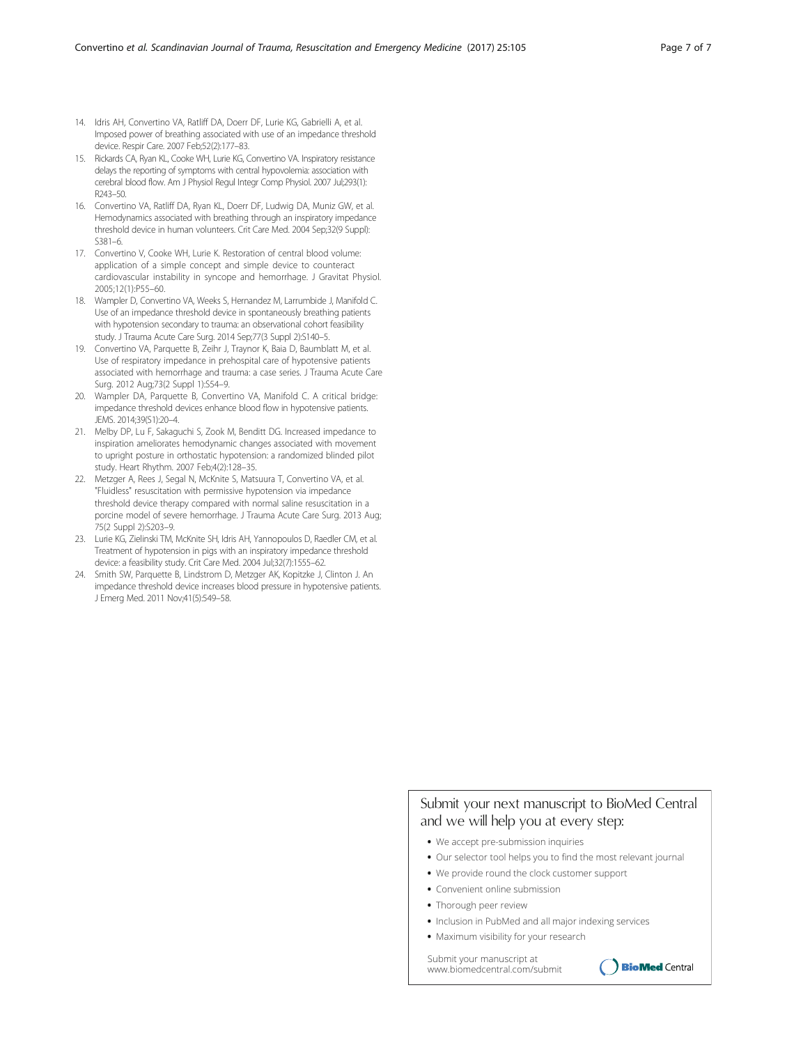14. Idris AH, Convertino VA, Ratliff DA, Doerr DF, Lurie KG, Gabrielli A, et al. Imposed power of breathing associated with use of an impedance threshold device. Respir Care. 2007 Feb;52(2):177–83.
15. Rickards CA, Ryan KL, Cooke WH, Lurie KG, Convertino VA. Inspiratory resistance delays the reporting of symptoms with central hypovolemia: association with cerebral blood flow. Am J Physiol Regul Integr Comp Physiol. 2007 Jul;293(1): R243–50.
16. Convertino VA, Ratliff DA, Ryan KL, Doerr DF, Ludwig DA, Muniz GW, et al. Hemodynamics associated with breathing through an inspiratory impedance threshold device in human volunteers. Crit Care Med. 2004 Sep;32(9 Suppl): S381–6.
17. Convertino V, Cooke WH, Lurie K. Restoration of central blood volume: application of a simple concept and simple device to counteract cardiovascular instability in syncope and hemorrhage. J Gravitat Physiol. 2005;12(1):P55–60.
18. Wampler D, Convertino VA, Weeks S, Hernandez M, Larrumbide J, Manifold C. Use of an impedance threshold device in spontaneously breathing patients with hypotension secondary to trauma: an observational cohort feasibility study. J Trauma Acute Care Surg. 2014 Sep;77(3 Suppl 2):S140–5.
19. Convertino VA, Parquette B, Zeihr J, Traynor K, Baia D, Baumblatt M, et al. Use of respiratory impedance in prehospital care of hypotensive patients associated with hemorrhage and trauma: a case series. J Trauma Acute Care Surg. 2012 Aug;73(2 Suppl 1):S54–9.
20. Wampler DA, Parquette B, Convertino VA, Manifold C. A critical bridge: impedance threshold devices enhance blood flow in hypotensive patients. JEMS. 2014;39(S1):20–4.
21. Melby DP, Lu F, Sakaguchi S, Zook M, Benditt DG. Increased impedance to inspiration ameliorates hemodynamic changes associated with movement to upright posture in orthostatic hypotension: a randomized blinded pilot study. Heart Rhythm. 2007 Feb;4(2):128–35.
22. Metzger A, Rees J, Segal N, McKnite S, Matsuura T, Convertino VA, et al. "Fluidless" resuscitation with permissive hypotension via impedance threshold device therapy compared with normal saline resuscitation in a porcine model of severe hemorrhage. J Trauma Acute Care Surg. 2013 Aug; 75(2 Suppl 2):S203–9.
23. Lurie KG, Zielinski TM, McKnite SH, Idris AH, Yannopoulos D, Raedler CM, et al. Treatment of hypotension in pigs with an inspiratory impedance threshold device: a feasibility study. Crit Care Med. 2004 Jul;32(7):1555–62.
24. Smith SW, Parquette B, Lindstrom D, Metzger AK, Kopitzke J, Clinton J. An impedance threshold device increases blood pressure in hypotensive patients. J Emerg Med. 2011 Nov;41(5):549–58.

Submit your next manuscript to BioMed Central and we will help you at every step:

- We accept pre-submission inquiries
- Our selector tool helps you to find the most relevant journal
- We provide round the clock customer support
- Convenient online submission
- Thorough peer review
- Inclusion in PubMed and all major indexing services
- Maximum visibility for your research

Submit your manuscript at www.biomedcentral.com/submit

BioMed Central